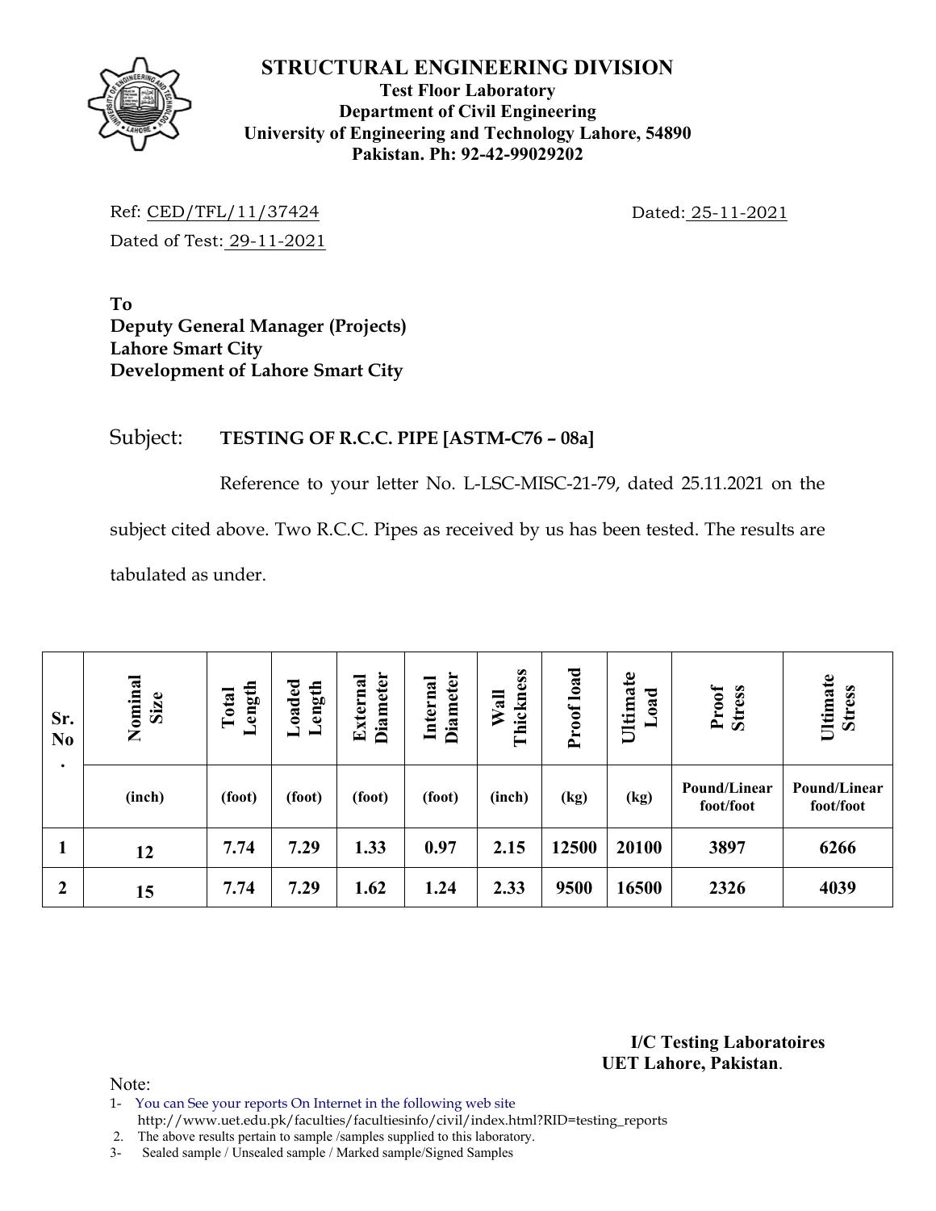# STRUCTURAL ENGINEERING DIVISION

**Test Floor Laboratory**
**Department of Civil Engineering**
**University of Engineering and Technology Lahore, 54890**
**Pakistan. Ph: 92-42-99029202**

Ref: CED/TFL/11/37424 Dated: 25-11-2021

Dated of Test: 29-11-2021

**To**
**Deputy General Manager (Projects)**
**Lahore Smart City**
**Development of Lahore Smart City**

Subject: **TESTING OF R.C.C. PIPE [ASTM-C76 – 08a]**

Reference to your letter No. L-LSC-MISC-21-79, dated 25.11.2021 on the subject cited above. Two R.C.C. Pipes as received by us has been tested. The results are tabulated as under.

| Sr. No. | Nominal Size | Total Length | Loaded Length | External Diameter | Internal Diameter | Wall Thickness | Proof load | Ultimate Load | Proof Stress | Ultimate Stress |
|---|---|---|---|---|---|---|---|---|---|---|
| | (inch) | (foot) | (foot) | (foot) | (foot) | (inch) | (kg) | (kg) | Pound/Linear foot/foot | Pound/Linear foot/foot |
| **1** | **12** | **7.74** | **7.29** | **1.33** | **0.97** | **2.15** | **12500** | **20100** | **3897** | **6266** |
| **2** | **15** | **7.74** | **7.29** | **1.62** | **1.24** | **2.33** | **9500** | **16500** | **2326** | **4039** |

**I/C Testing Laboratoires**
**UET Lahore, Pakistan**.

Note:

1- You can See your reports On Internet in the following web site
http://www.uet.edu.pk/faculties/facultiesinfo/civil/index.html?RID=testing_reports

2. The above results pertain to sample /samples supplied to this laboratory.

3- Sealed sample / Unsealed sample / Marked sample/Signed Samples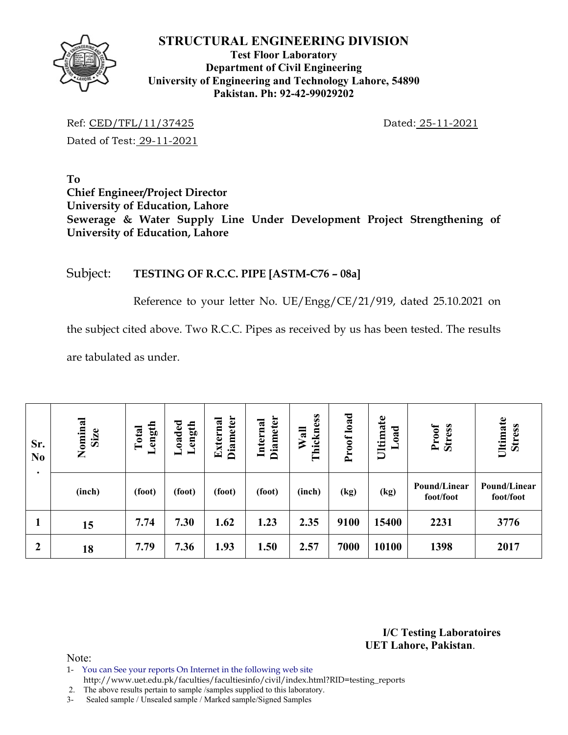## STRUCTURAL ENGINEERING DIVISION

**Test Floor Laboratory**
**Department of Civil Engineering**
**University of Engineering and Technology Lahore, 54890**
**Pakistan. Ph: 92-42-99029202**

Ref: CED/TFL/11/37425 Dated: 25-11-2021

Dated of Test: 29-11-2021

**To**
**Chief Engineer/Project Director**
**University of Education, Lahore**
**Sewerage & Water Supply Line Under Development Project Strengthening of University of Education, Lahore**

Subject: **TESTING OF R.C.C. PIPE [ASTM-C76 – 08a]**

Reference to your letter No. UE/Engg/CE/21/919, dated 25.10.2021 on the subject cited above. Two R.C.C. Pipes as received by us has been tested. The results are tabulated as under.

| Sr. No. | Nominal Size | Total Length | Loaded Length | External Diameter | Internal Diameter | Wall Thickness | Proof load | Ultimate Load | Proof Stress | Ultimate Stress |
|---|---|---|---|---|---|---|---|---|---|---|
| | (inch) | (foot) | (foot) | (foot) | (foot) | (inch) | (kg) | (kg) | Pound/Linear foot/foot | Pound/Linear foot/foot |
| 1 | 15 | 7.74 | 7.30 | 1.62 | 1.23 | 2.35 | 9100 | 15400 | 2231 | 3776 |
| 2 | 18 | 7.79 | 7.36 | 1.93 | 1.50 | 2.57 | 7000 | 10100 | 1398 | 2017 |

**I/C Testing Laboratoires**
**UET Lahore, Pakistan**.

Note:

1- You can See your reports On Internet in the following web site
http://www.uet.edu.pk/faculties/facultiesinfo/civil/index.html?RID=testing_reports

2. The above results pertain to sample /samples supplied to this laboratory.

3- Sealed sample / Unsealed sample / Marked sample/Signed Samples